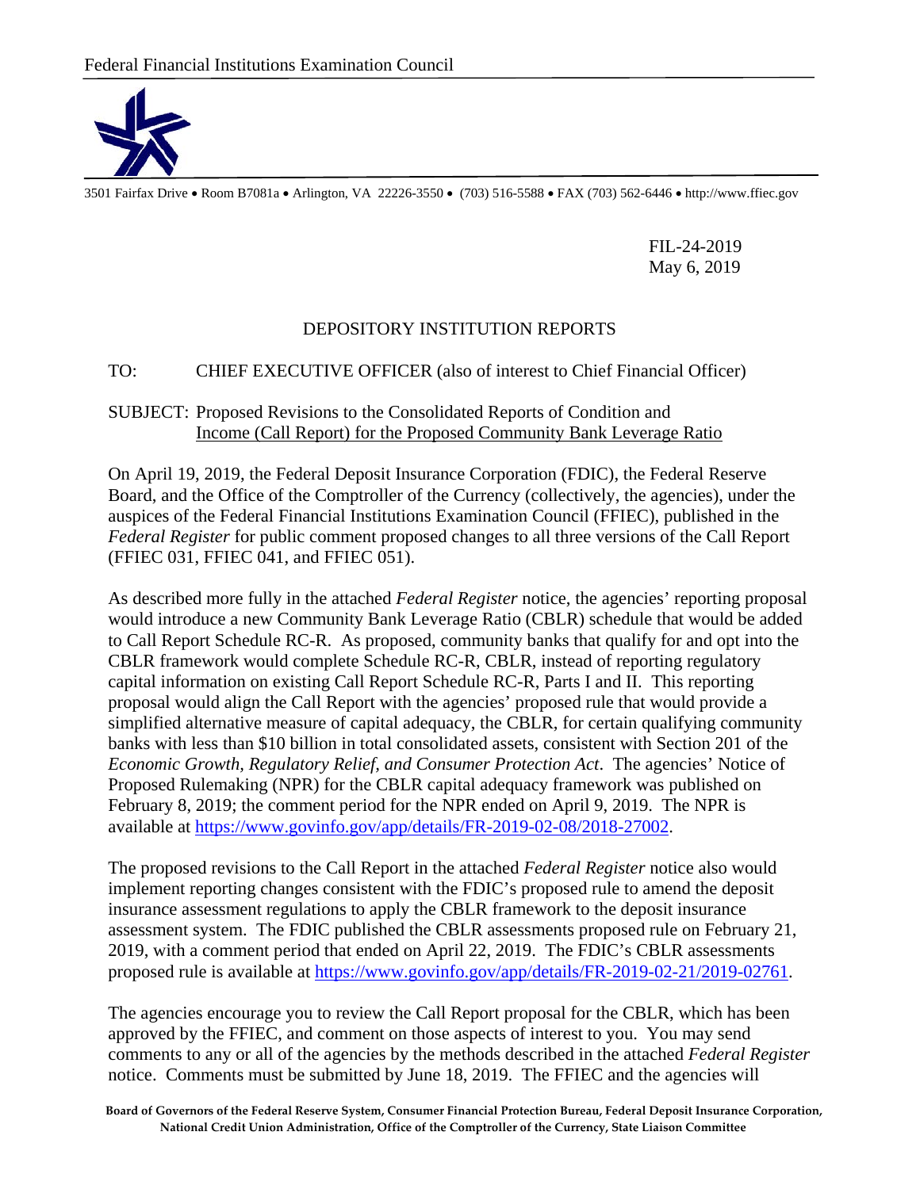Federal Financial Institutions Examination Council

3501 Fairfax Drive • Room B7081a • Arlington, VA 22226-3550 • (703) 516-5588 • FAX (703) 562-6446 • http://www.ffiec.gov

FIL-24-2019
May 6, 2019

DEPOSITORY INSTITUTION REPORTS

TO: CHIEF EXECUTIVE OFFICER (also of interest to Chief Financial Officer)

SUBJECT: Proposed Revisions to the Consolidated Reports of Condition and Income (Call Report) for the Proposed Community Bank Leverage Ratio

On April 19, 2019, the Federal Deposit Insurance Corporation (FDIC), the Federal Reserve Board, and the Office of the Comptroller of the Currency (collectively, the agencies), under the auspices of the Federal Financial Institutions Examination Council (FFIEC), published in the *Federal Register* for public comment proposed changes to all three versions of the Call Report (FFIEC 031, FFIEC 041, and FFIEC 051).

As described more fully in the attached *Federal Register* notice, the agencies' reporting proposal would introduce a new Community Bank Leverage Ratio (CBLR) schedule that would be added to Call Report Schedule RC-R. As proposed, community banks that qualify for and opt into the CBLR framework would complete Schedule RC-R, CBLR, instead of reporting regulatory capital information on existing Call Report Schedule RC-R, Parts I and II. This reporting proposal would align the Call Report with the agencies' proposed rule that would provide a simplified alternative measure of capital adequacy, the CBLR, for certain qualifying community banks with less than $10 billion in total consolidated assets, consistent with Section 201 of the *Economic Growth, Regulatory Relief, and Consumer Protection Act*. The agencies' Notice of Proposed Rulemaking (NPR) for the CBLR capital adequacy framework was published on February 8, 2019; the comment period for the NPR ended on April 9, 2019. The NPR is available at https://www.govinfo.gov/app/details/FR-2019-02-08/2018-27002.

The proposed revisions to the Call Report in the attached *Federal Register* notice also would implement reporting changes consistent with the FDIC's proposed rule to amend the deposit insurance assessment regulations to apply the CBLR framework to the deposit insurance assessment system. The FDIC published the CBLR assessments proposed rule on February 21, 2019, with a comment period that ended on April 22, 2019. The FDIC's CBLR assessments proposed rule is available at https://www.govinfo.gov/app/details/FR-2019-02-21/2019-02761.

The agencies encourage you to review the Call Report proposal for the CBLR, which has been approved by the FFIEC, and comment on those aspects of interest to you. You may send comments to any or all of the agencies by the methods described in the attached *Federal Register* notice. Comments must be submitted by June 18, 2019. The FFIEC and the agencies will

**Board of Governors of the Federal Reserve System, Consumer Financial Protection Bureau, Federal Deposit Insurance Corporation, National Credit Union Administration, Office of the Comptroller of the Currency, State Liaison Committee**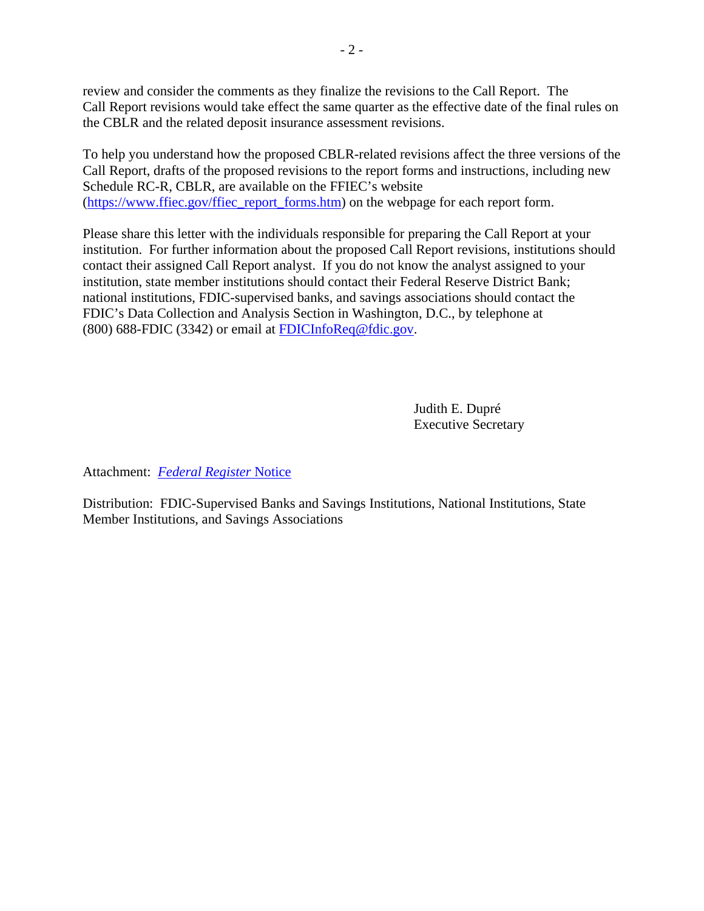review and consider the comments as they finalize the revisions to the Call Report. The Call Report revisions would take effect the same quarter as the effective date of the final rules on the CBLR and the related deposit insurance assessment revisions.

To help you understand how the proposed CBLR-related revisions affect the three versions of the Call Report, drafts of the proposed revisions to the report forms and instructions, including new Schedule RC-R, CBLR, are available on the FFIEC's website ([https://www.ffiec.gov/ffiec_report_forms.htm](https://www.ffiec.gov/ffiec_report_forms.htm)) on the webpage for each report form.

Please share this letter with the individuals responsible for preparing the Call Report at your institution. For further information about the proposed Call Report revisions, institutions should contact their assigned Call Report analyst. If you do not know the analyst assigned to your institution, state member institutions should contact their Federal Reserve District Bank; national institutions, FDIC-supervised banks, and savings associations should contact the FDIC's Data Collection and Analysis Section in Washington, D.C., by telephone at (800) 688-FDIC (3342) or email at [FDICInfoReq@fdic.gov](mailto:FDICInfoReq@fdic.gov).

Judith E. Dupré
Executive Secretary

Attachment: [*Federal Register* Notice]()

Distribution: FDIC-Supervised Banks and Savings Institutions, National Institutions, State Member Institutions, and Savings Associations